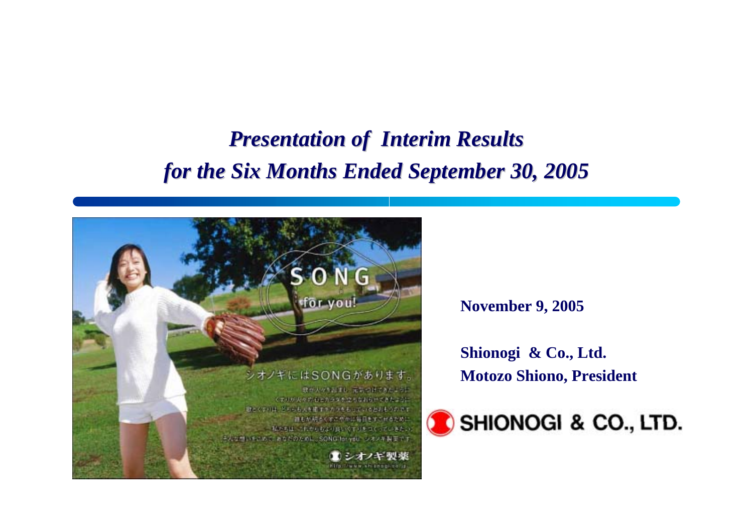# *Presentation of Interim Results for the Six Months Ended September 30, 2005*

**November 9, 2005**

**Shionogi & Co., Ltd.**
**Motozo Shiono, President**

SHIONOGI & CO., LTD.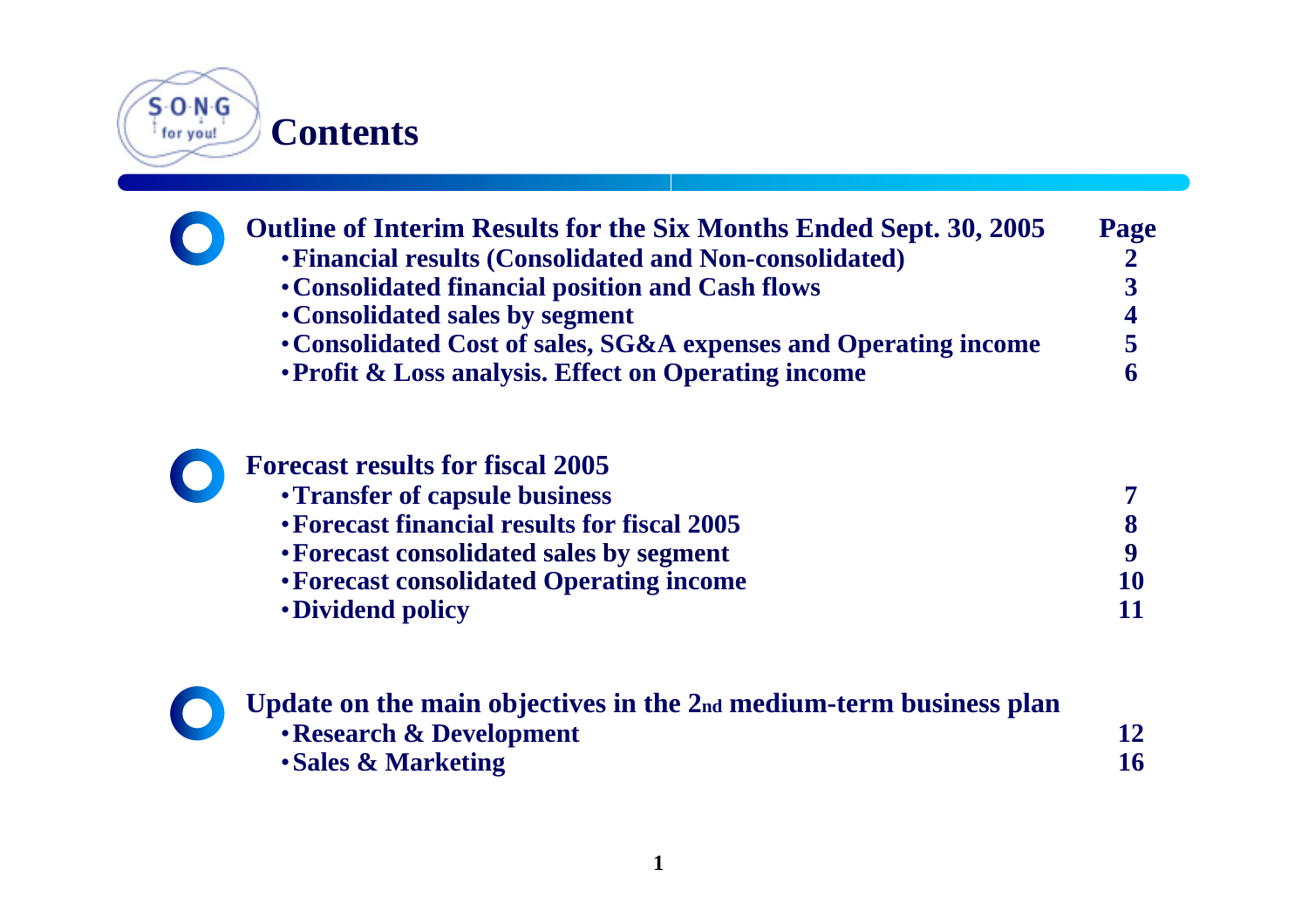# Contents

| Outline of Interim Results for the Six Months Ended Sept. 30, 2005 | Page |
| --- | --- |
| • Financial results (Consolidated and Non-consolidated) | 2 |
| • Consolidated financial position and Cash flows | 3 |
| • Consolidated sales by segment | 4 |
| • Consolidated Cost of sales, SG&A expenses and Operating income | 5 |
| • Profit & Loss analysis. Effect on Operating income | 6 |
| **Forecast results for fiscal 2005** | |
| • Transfer of capsule business | 7 |
| • Forecast financial results for fiscal 2005 | 8 |
| • Forecast consolidated sales by segment | 9 |
| • Forecast consolidated Operating income | 10 |
| • Dividend policy | 11 |
| **Update on the main objectives in the 2nd medium-term business plan** | |
| • Research & Development | 12 |
| • Sales & Marketing | 16 |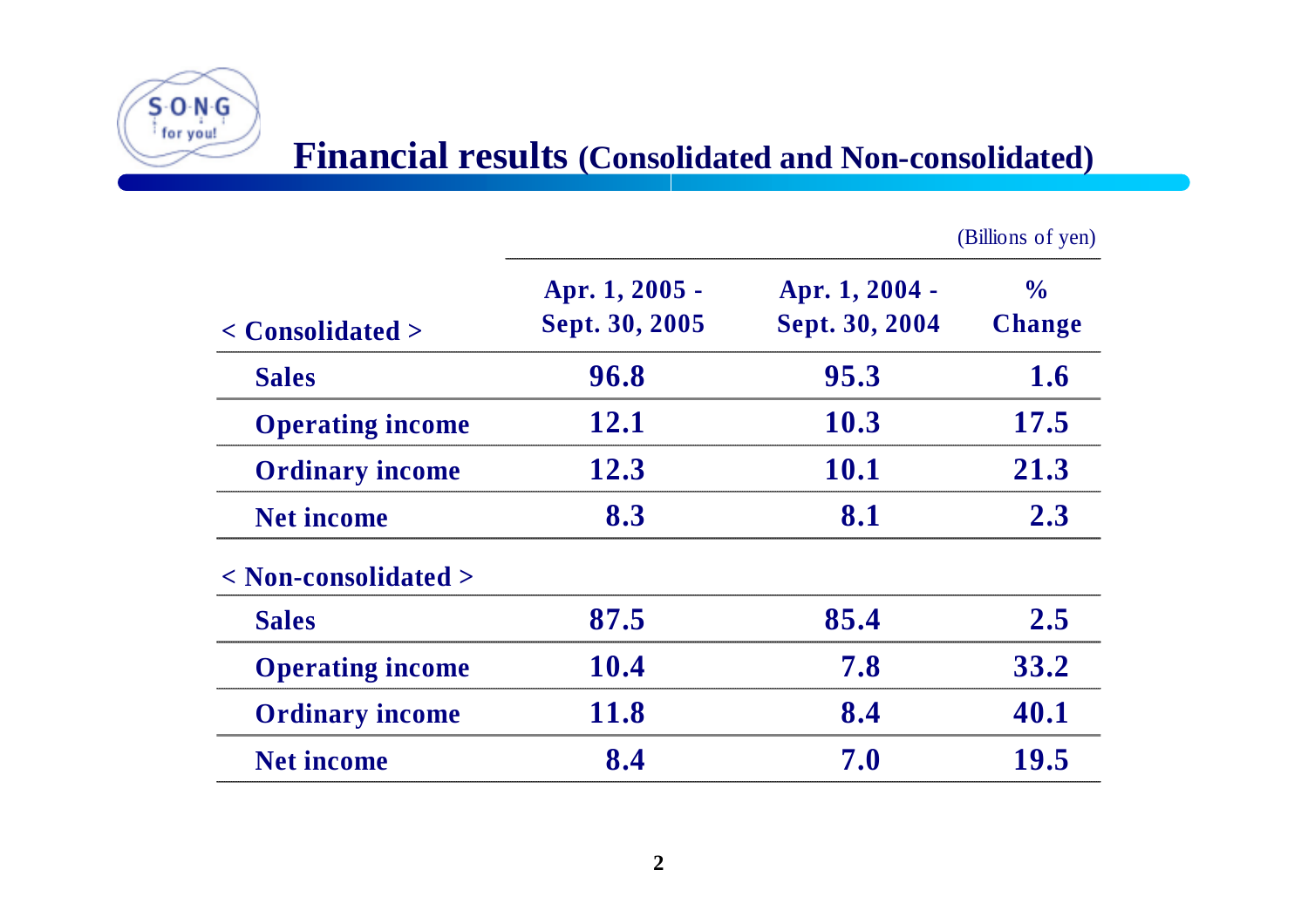# Financial results (Consolidated and Non-consolidated)

(Billions of yen)

| < Consolidated > | Apr. 1, 2005 - Sept. 30, 2005 | Apr. 1, 2004 - Sept. 30, 2004 | % Change |
|---|---|---|---|
| Sales | 96.8 | 95.3 | 1.6 |
| Operating income | 12.1 | 10.3 | 17.5 |
| Ordinary income | 12.3 | 10.1 | 21.3 |
| Net income | 8.3 | 8.1 | 2.3 |
| **< Non-consolidated >** | | | |
| Sales | 87.5 | 85.4 | 2.5 |
| Operating income | 10.4 | 7.8 | 33.2 |
| Ordinary income | 11.8 | 8.4 | 40.1 |
| Net income | 8.4 | 7.0 | 19.5 |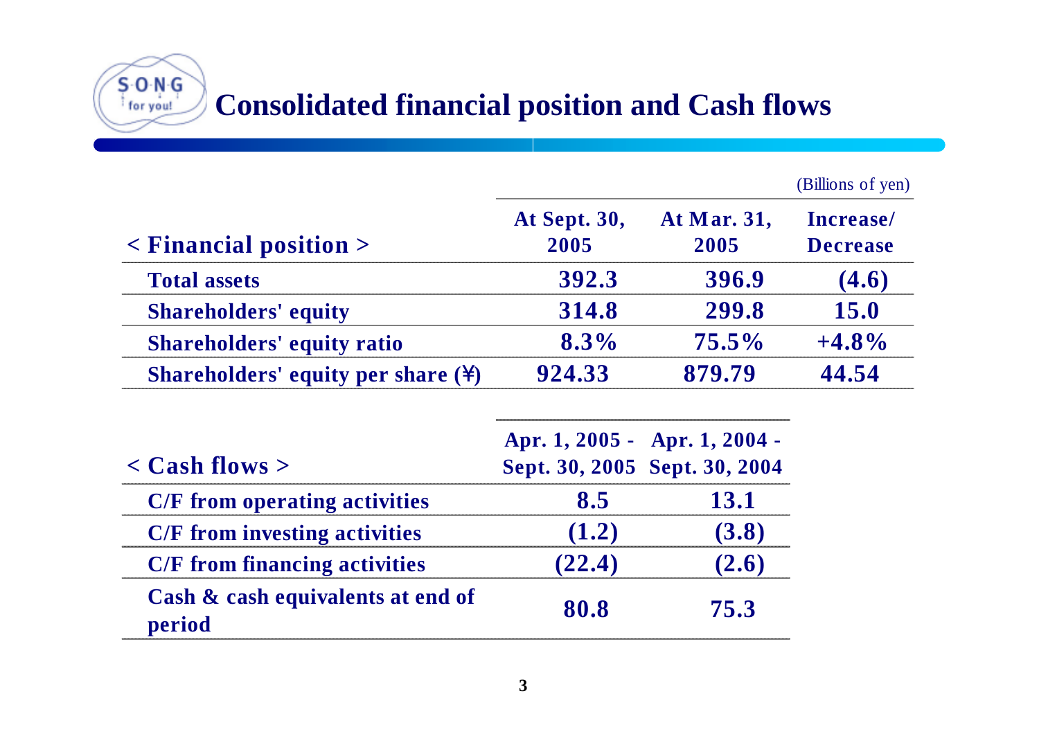# Consolidated financial position and Cash flows

(Billions of yen)

| < Financial position > | At Sept. 30, 2005 | At Mar. 31, 2005 | Increase/ Decrease |
|---|---|---|---|
| Total assets | 392.3 | 396.9 | (4.6) |
| Shareholders' equity | 314.8 | 299.8 | 15.0 |
| Shareholders' equity ratio | 8.3% | 75.5% | +4.8% |
| Shareholders' equity per share (¥) | 924.33 | 879.79 | 44.54 |

| < Cash flows > | Apr. 1, 2005 - Sept. 30, 2005 | Apr. 1, 2004 - Sept. 30, 2004 |
|---|---|---|
| C/F from operating activities | 8.5 | 13.1 |
| C/F from investing activities | (1.2) | (3.8) |
| C/F from financing activities | (22.4) | (2.6) |
| Cash & cash equivalents at end of period | 80.8 | 75.3 |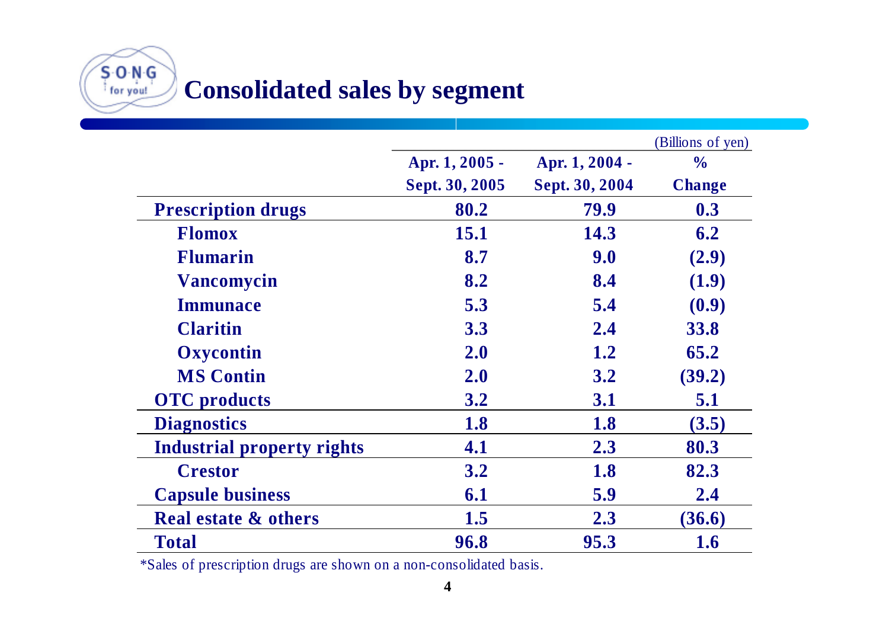# Consolidated sales by segment

(Billions of yen)

| | Apr. 1, 2005 - Sept. 30, 2005 | Apr. 1, 2004 - Sept. 30, 2004 | % Change |
|---|---|---|---|
| **Prescription drugs** | **80.2** | **79.9** | **0.3** |
| Flomox | 15.1 | 14.3 | 6.2 |
| Flumarin | 8.7 | 9.0 | (2.9) |
| Vancomycin | 8.2 | 8.4 | (1.9) |
| Immunace | 5.3 | 5.4 | (0.9) |
| Claritin | 3.3 | 2.4 | 33.8 |
| Oxycontin | 2.0 | 1.2 | 65.2 |
| MS Contin | 2.0 | 3.2 | (39.2) |
| **OTC products** | **3.2** | **3.1** | **5.1** |
| **Diagnostics** | **1.8** | **1.8** | **(3.5)** |
| **Industrial property rights** | **4.1** | **2.3** | **80.3** |
| Crestor | 3.2 | 1.8 | 82.3 |
| **Capsule business** | **6.1** | **5.9** | **2.4** |
| **Real estate & others** | **1.5** | **2.3** | **(36.6)** |
| **Total** | **96.8** | **95.3** | **1.6** |

*Sales of prescription drugs are shown on a non-consolidated basis.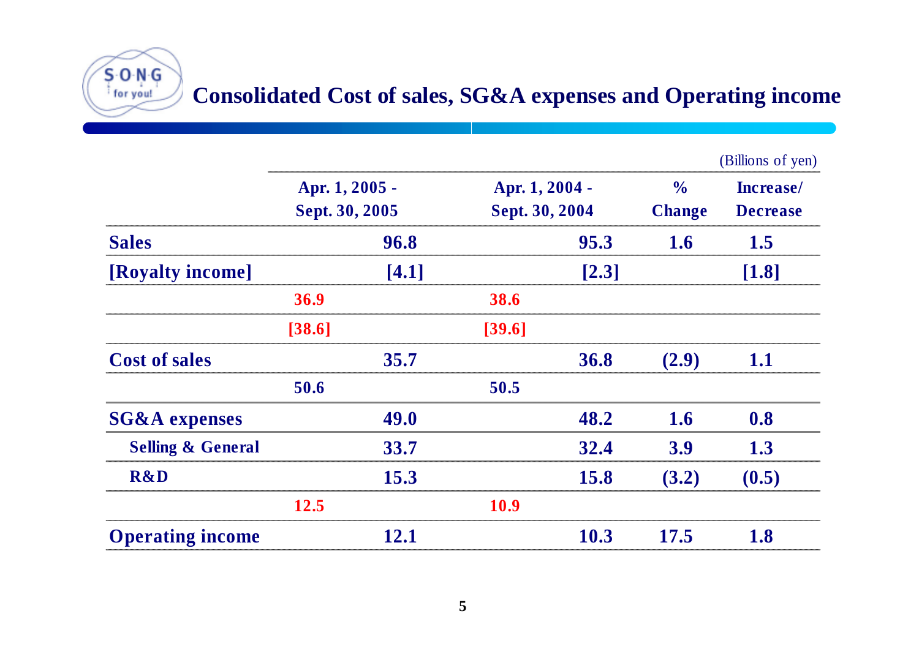# Consolidated Cost of sales, SG&A expenses and Operating income

(Billions of yen)

| | Apr. 1, 2005 - Sept. 30, 2005 | | Apr. 1, 2004 - Sept. 30, 2004 | | % Change | Increase/ Decrease |
|---|---|---|---|---|---|---|
| **Sales** | | 96.8 | | 95.3 | 1.6 | 1.5 |
| **[Royalty income]** | | [4.1] | | [2.3] | | [1.8] |
| | 36.9 | | 38.6 | | | |
| | [38.6] | | [39.6] | | | |
| **Cost of sales** | | 35.7 | | 36.8 | (2.9) | 1.1 |
| | 50.6 | | 50.5 | | | |
| **SG&A expenses** | | 49.0 | | 48.2 | 1.6 | 0.8 |
| Selling & General | | 33.7 | | 32.4 | 3.9 | 1.3 |
| R&D | | 15.3 | | 15.8 | (3.2) | (0.5) |
| | 12.5 | | 10.9 | | | |
| **Operating income** | | 12.1 | | 10.3 | 17.5 | 1.8 |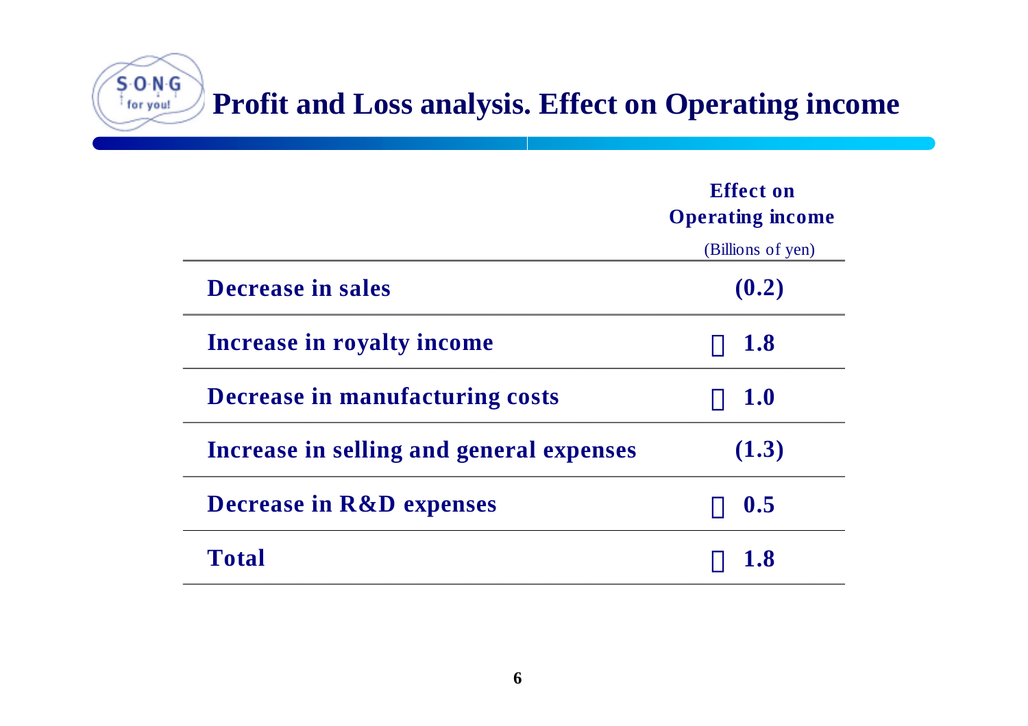# Profit and Loss analysis. Effect on Operating income

| | Effect on Operating income (Billions of yen) |
|---|---|
| Decrease in sales | (0.2) |
| Increase in royalty income | 1.8 |
| Decrease in manufacturing costs | 1.0 |
| Increase in selling and general expenses | (1.3) |
| Decrease in R&D expenses | 0.5 |
| Total | 1.8 |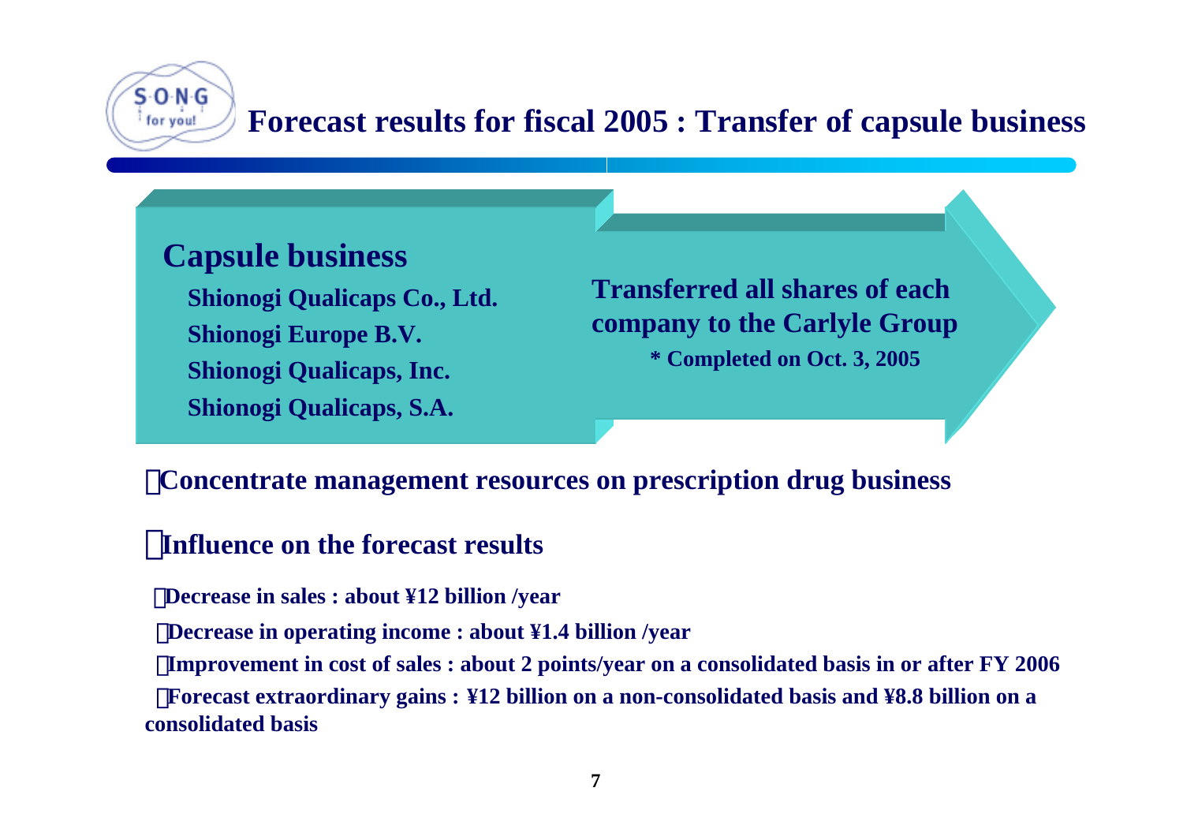# Forecast results for fiscal 2005 : Transfer of capsule business

## Capsule business

**Shionogi Qualicaps Co., Ltd.**
**Shionogi Europe B.V.**
**Shionogi Qualicaps, Inc.**
**Shionogi Qualicaps, S.A.**

**Transferred all shares of each company to the Carlyle Group**

**\* Completed on Oct. 3, 2005**

**Concentrate management resources on prescription drug business**

**Influence on the forecast results**

- **Decrease in sales : about ¥12 billion /year**
- **Decrease in operating income : about ¥1.4 billion /year**
- **Improvement in cost of sales : about 2 points/year on a consolidated basis in or after FY 2006**
- **Forecast extraordinary gains : ¥12 billion on a non-consolidated basis and ¥8.8 billion on a consolidated basis**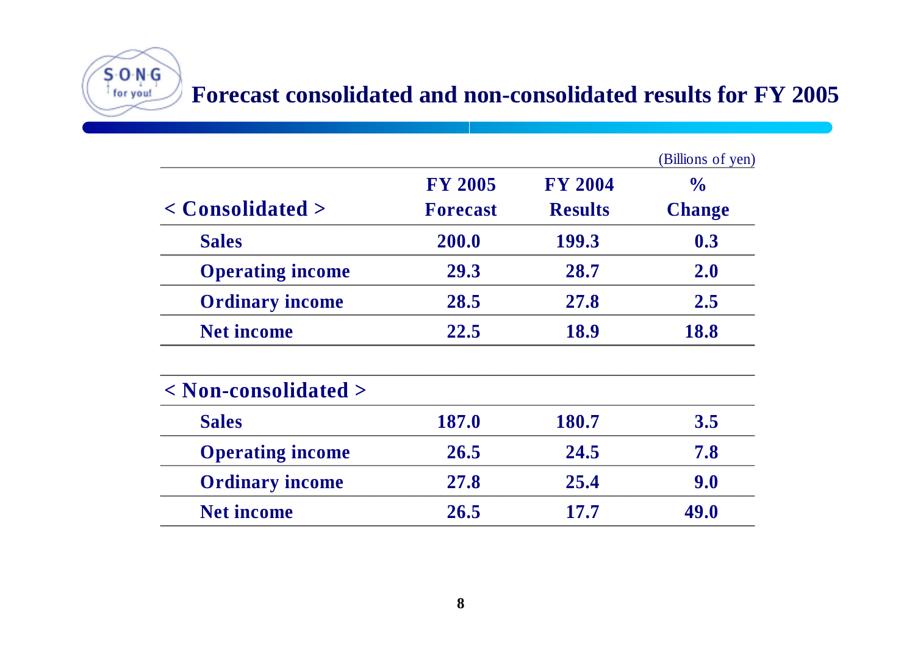# Forecast consolidated and non-consolidated results for FY 2005

(Billions of yen)

| < Consolidated > | FY 2005 Forecast | FY 2004 Results | % Change |
|---|---|---|---|
| Sales | 200.0 | 199.3 | 0.3 |
| Operating income | 29.3 | 28.7 | 2.0 |
| Ordinary income | 28.5 | 27.8 | 2.5 |
| Net income | 22.5 | 18.9 | 18.8 |

| < Non-consolidated > | FY 2005 Forecast | FY 2004 Results | % Change |
|---|---|---|---|
| Sales | 187.0 | 180.7 | 3.5 |
| Operating income | 26.5 | 24.5 | 7.8 |
| Ordinary income | 27.8 | 25.4 | 9.0 |
| Net income | 26.5 | 17.7 | 49.0 |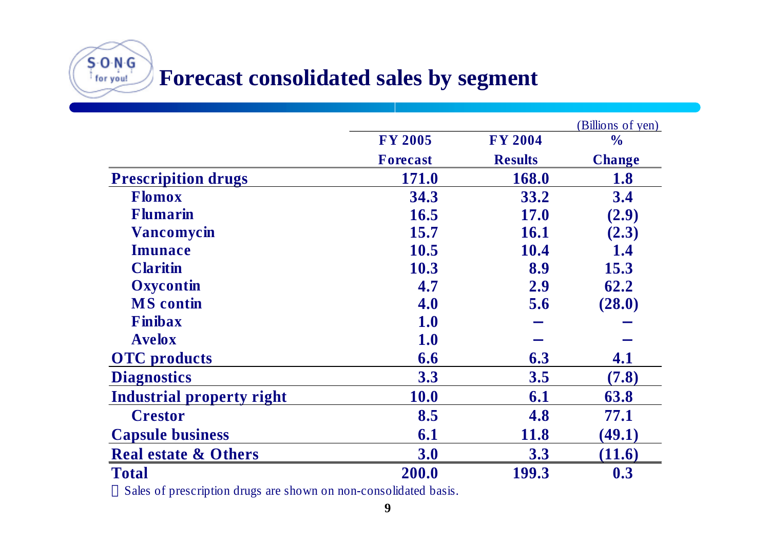# Forecast consolidated sales by segment

(Billions of yen)

| | FY 2005 Forecast | FY 2004 Results | % Change |
|---|---|---|---|
| **Prescripition drugs** | 171.0 | 168.0 | 1.8 |
| Flomox | 34.3 | 33.2 | 3.4 |
| Flumarin | 16.5 | 17.0 | (2.9) |
| Vancomycin | 15.7 | 16.1 | (2.3) |
| Imunace | 10.5 | 10.4 | 1.4 |
| Claritin | 10.3 | 8.9 | 15.3 |
| Oxycontin | 4.7 | 2.9 | 62.2 |
| MS contin | 4.0 | 5.6 | (28.0) |
| Finibax | 1.0 | – | – |
| Avelox | 1.0 | – | – |
| **OTC products** | 6.6 | 6.3 | 4.1 |
| **Diagnostics** | 3.3 | 3.5 | (7.8) |
| **Industrial property right** | 10.0 | 6.1 | 63.8 |
| Crestor | 8.5 | 4.8 | 77.1 |
| **Capsule business** | 6.1 | 11.8 | (49.1) |
| **Real estate & Others** | 3.0 | 3.3 | (11.6) |
| **Total** | 200.0 | 199.3 | 0.3 |

Sales of prescription drugs are shown on non-consolidated basis.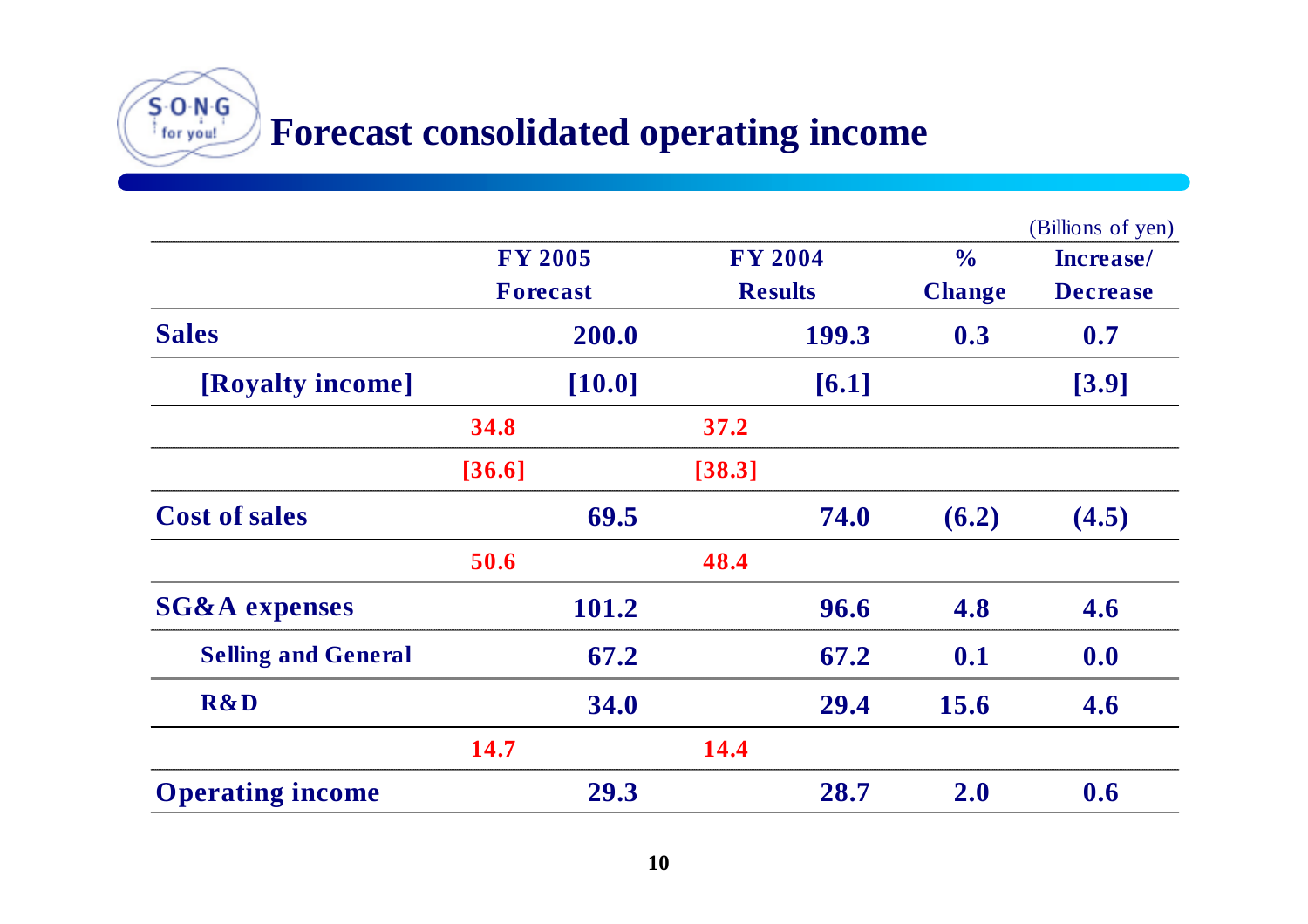# Forecast consolidated operating income

(Billions of yen)

| | FY 2005 Forecast | | FY 2004 Results | | % Change | Increase/ Decrease |
|---|---|---|---|---|---|---|
| **Sales** | | 200.0 | | 199.3 | 0.3 | 0.7 |
| **[Royalty income]** | | [10.0] | | [6.1] | | [3.9] |
| | 34.8 | | 37.2 | | | |
| | [36.6] | | [38.3] | | | |
| **Cost of sales** | | 69.5 | | 74.0 | (6.2) | (4.5) |
| | 50.6 | | 48.4 | | | |
| **SG&A expenses** | | 101.2 | | 96.6 | 4.8 | 4.6 |
| **Selling and General** | | 67.2 | | 67.2 | 0.1 | 0.0 |
| **R&D** | | 34.0 | | 29.4 | 15.6 | 4.6 |
| | 14.7 | | 14.4 | | | |
| **Operating income** | | 29.3 | | 28.7 | 2.0 | 0.6 |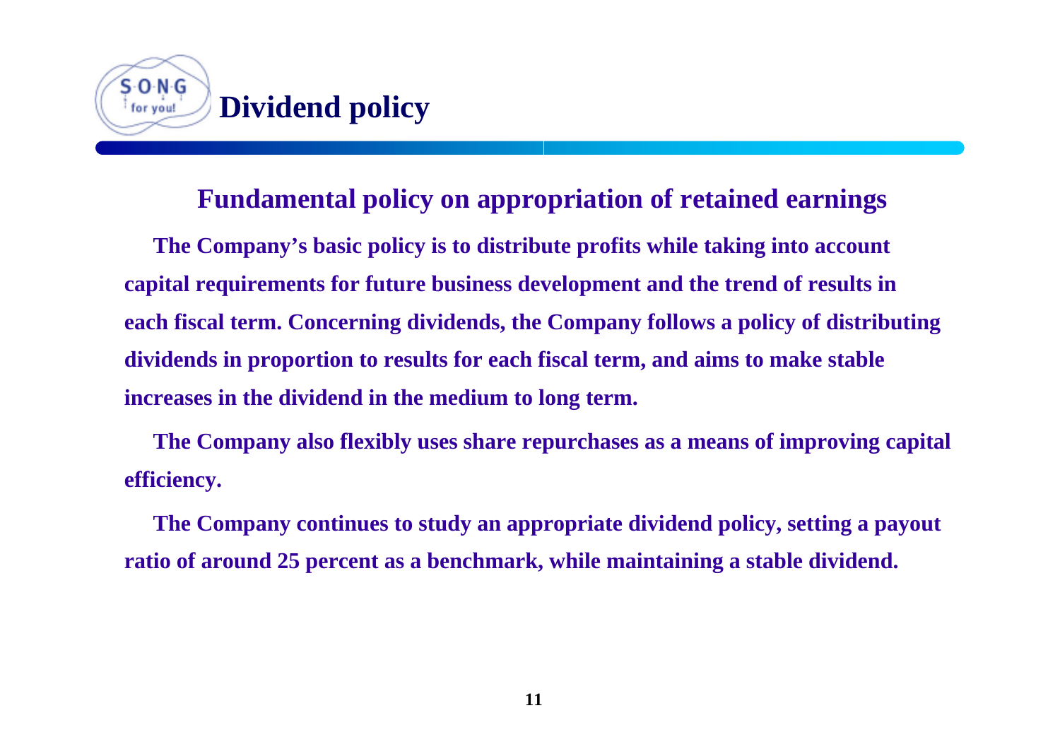# Dividend policy

## Fundamental policy on appropriation of retained earnings

**The Company's basic policy is to distribute profits while taking into account capital requirements for future business development and the trend of results in each fiscal term. Concerning dividends, the Company follows a policy of distributing dividends in proportion to results for each fiscal term, and aims to make stable increases in the dividend in the medium to long term.**

**The Company also flexibly uses share repurchases as a means of improving capital efficiency.**

**The Company continues to study an appropriate dividend policy, setting a payout ratio of around 25 percent as a benchmark, while maintaining a stable dividend.**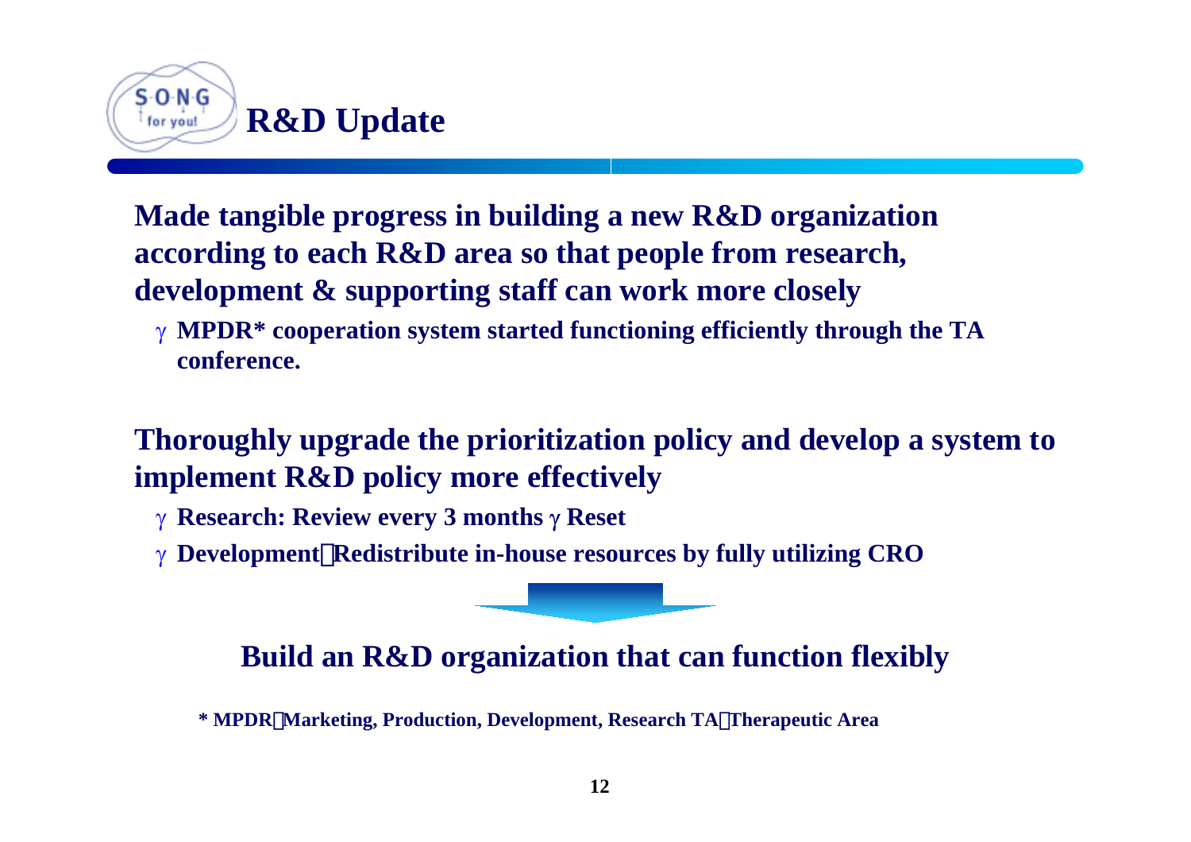# R&D Update

**Made tangible progress in building a new R&D organization according to each R&D area so that people from research, development & supporting staff can work more closely**

- **MPDR* cooperation system started functioning efficiently through the TA conference.**

**Thoroughly upgrade the prioritization policy and develop a system to implement R&D policy more effectively**

- **Research: Review every 3 months γ Reset**
- **Development：Redistribute in-house resources by fully utilizing CRO**

**Build an R&D organization that can function flexibly**

**\* MPDR：Marketing, Production, Development, Research TA：Therapeutic Area**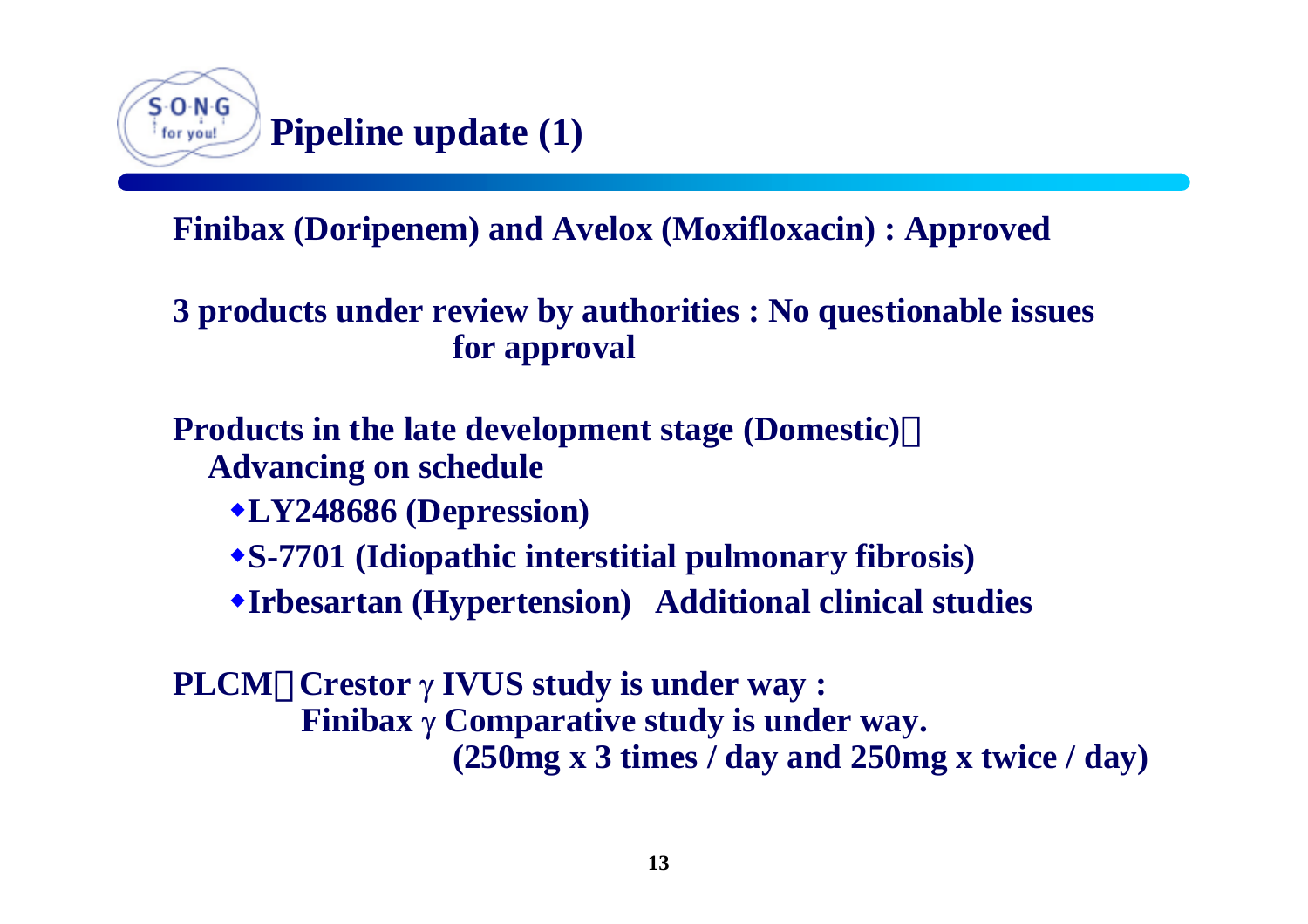# Pipeline update (1)

**Finibax (Doripenem) and Avelox (Moxifloxacin) : Approved**

**3 products under review by authorities : No questionable issues for approval**

**Products in the late development stage (Domestic)：Advancing on schedule**

- **LY248686 (Depression)**
- **S-7701 (Idiopathic interstitial pulmonary fibrosis)**
- **Irbesartan (Hypertension) Additional clinical studies**

**PLCM：Crestor γ IVUS study is under way :**
**Finibax γ Comparative study is under way.**
**(250mg x 3 times / day and 250mg x twice / day)**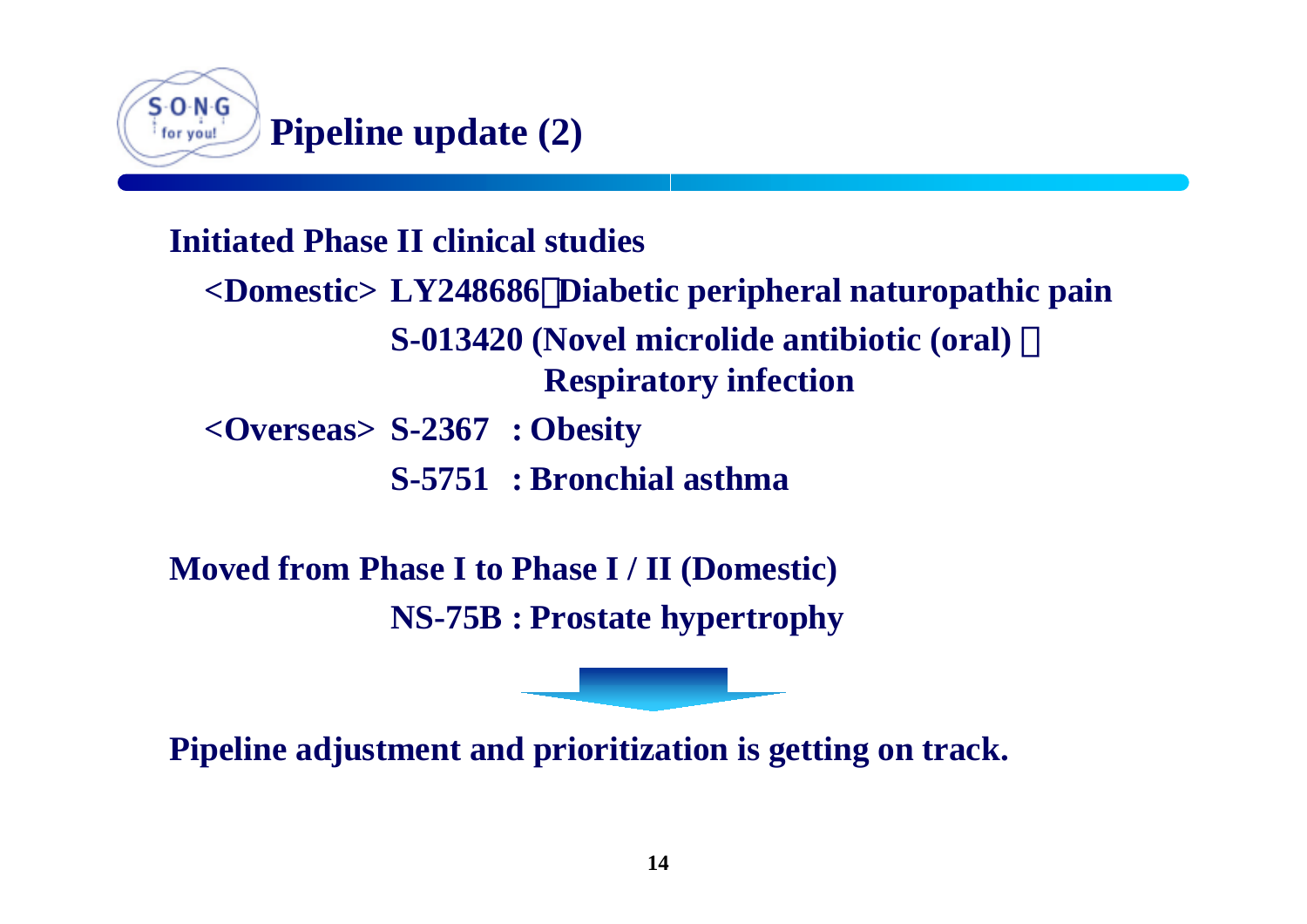# Pipeline update (2)

**Initiated Phase II clinical studies**

**<Domestic> LY248686：Diabetic peripheral naturopathic pain**

**S-013420 (Novel microlide antibiotic (oral) ：Respiratory infection**

**<Overseas> S-2367 : Obesity**

**S-5751 : Bronchial asthma**

**Moved from Phase I to Phase I / II (Domestic)**

**NS-75B : Prostate hypertrophy**

**Pipeline adjustment and prioritization is getting on track.**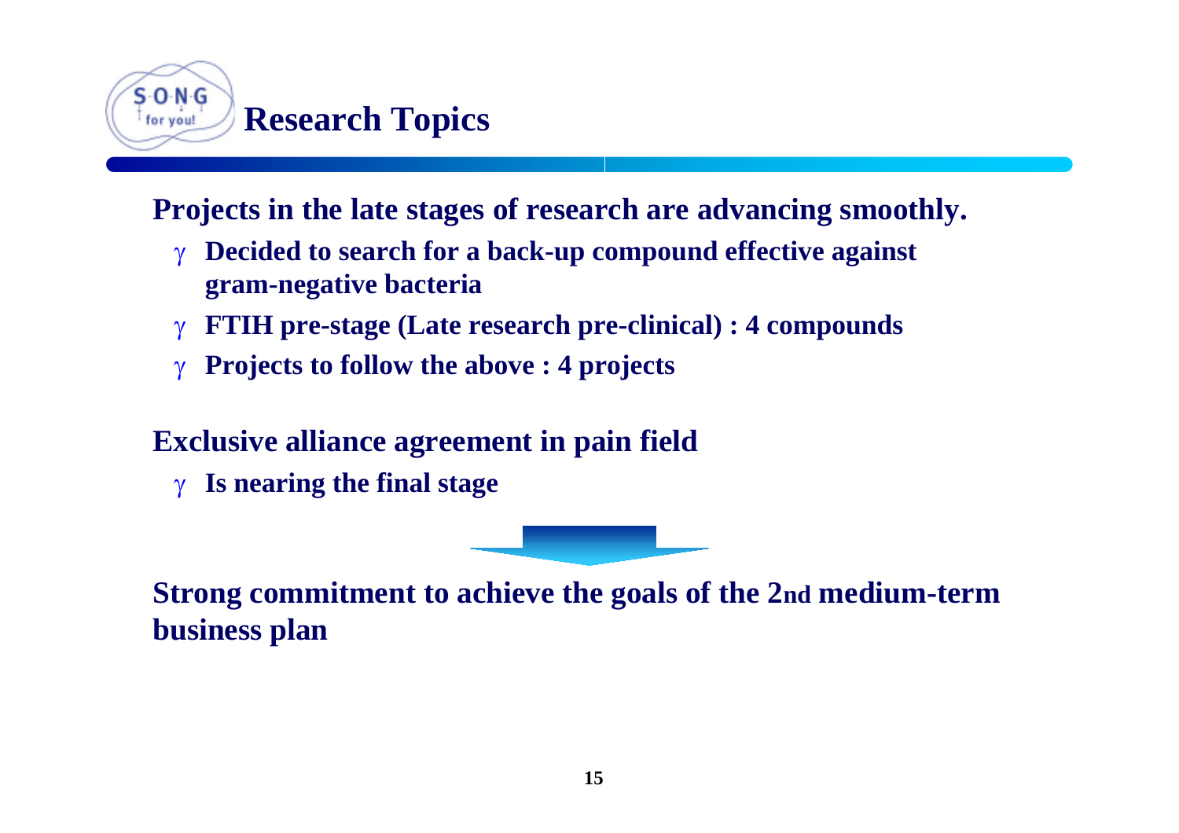# Research Topics

**Projects in the late stages of research are advancing smoothly.**

- **Decided to search for a back-up compound effective against gram-negative bacteria**
- **FTIH pre-stage (Late research pre-clinical) : 4 compounds**
- **Projects to follow the above : 4 projects**

**Exclusive alliance agreement in pain field**

- **Is nearing the final stage**

**Strong commitment to achieve the goals of the 2nd medium-term business plan**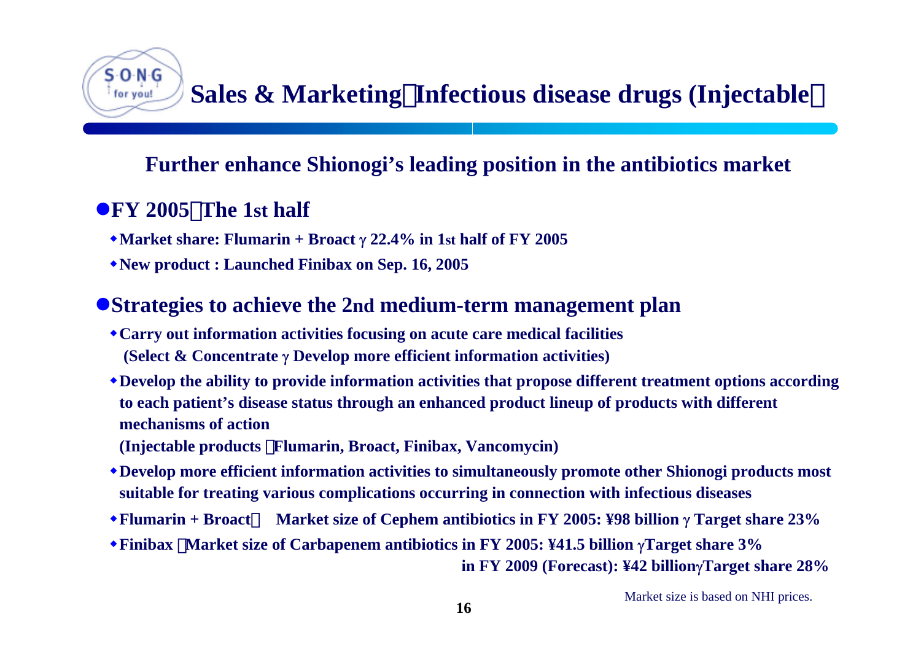# Sales & Marketing：Infectious disease drugs (Injectable)

**Further enhance Shionogi's leading position in the antibiotics market**

## ●FY 2005：The 1st half

- **Market share: Flumarin + Broact → 22.4% in 1st half of FY 2005**
- **New product : Launched Finibax on Sep. 16, 2005**

## ●Strategies to achieve the 2nd medium-term management plan

- **Carry out information activities focusing on acute care medical facilities (Select & Concentrate → Develop more efficient information activities)**
- **Develop the ability to provide information activities that propose different treatment options according to each patient's disease status through an enhanced product lineup of products with different mechanisms of action (Injectable products：Flumarin, Broact, Finibax, Vancomycin)**
- **Develop more efficient information activities to simultaneously promote other Shionogi products most suitable for treating various complications occurring in connection with infectious diseases**
- **Flumarin + Broact： Market size of Cephem antibiotics in FY 2005: ¥98 billion → Target share 23%**
- **Finibax：Market size of Carbapenem antibiotics in FY 2005: ¥41.5 billion →Target share 3%**
  **in FY 2009 (Forecast): ¥42 billion→Target share 28%**

Market size is based on NHI prices.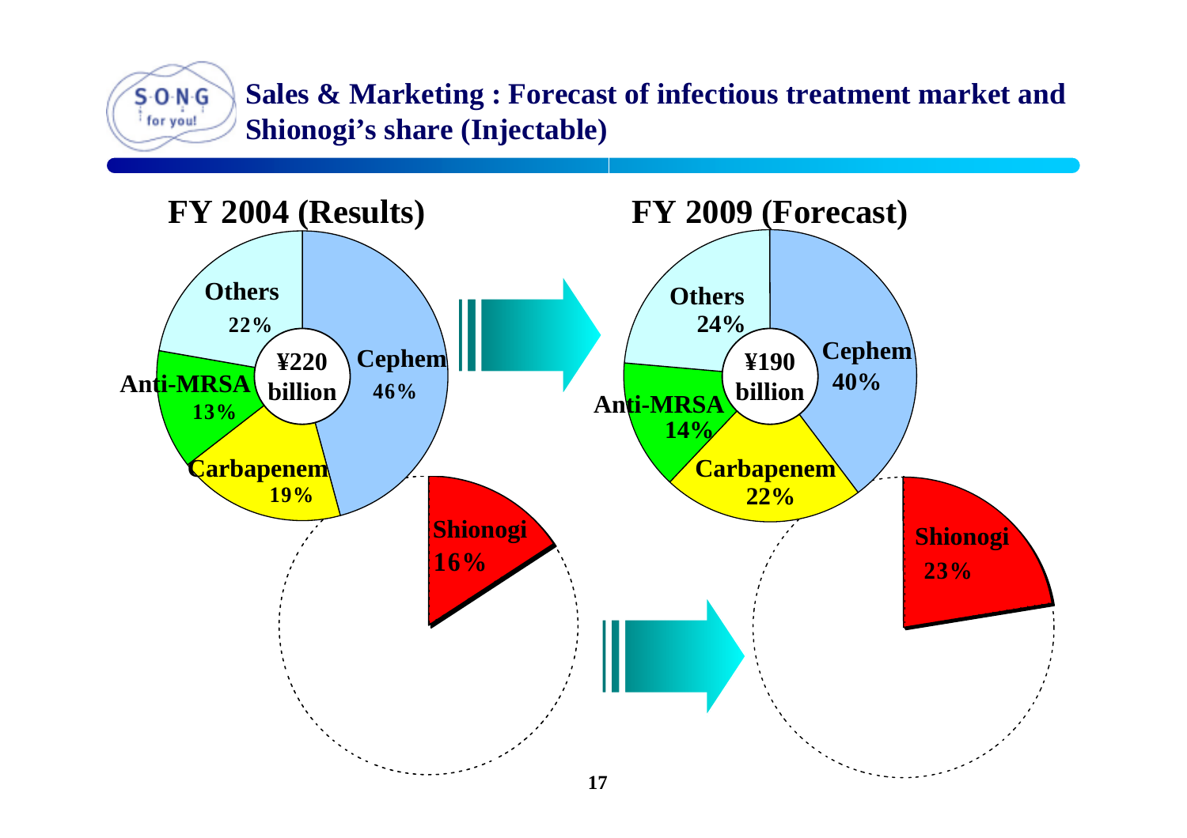# Sales & Marketing : Forecast of infectious treatment market and Shionogi's share (Injectable)

## FY 2004 (Results)

¥220 billion

- Cephem 46%
- Carbapenem 19%
- Anti-MRSA 13%
- Others 22%

Shionogi 16%

## FY 2009 (Forecast)

¥190 billion

- Cephem 40%
- Carbapenem 22%
- Anti-MRSA 14%
- Others 24%

Shionogi 23%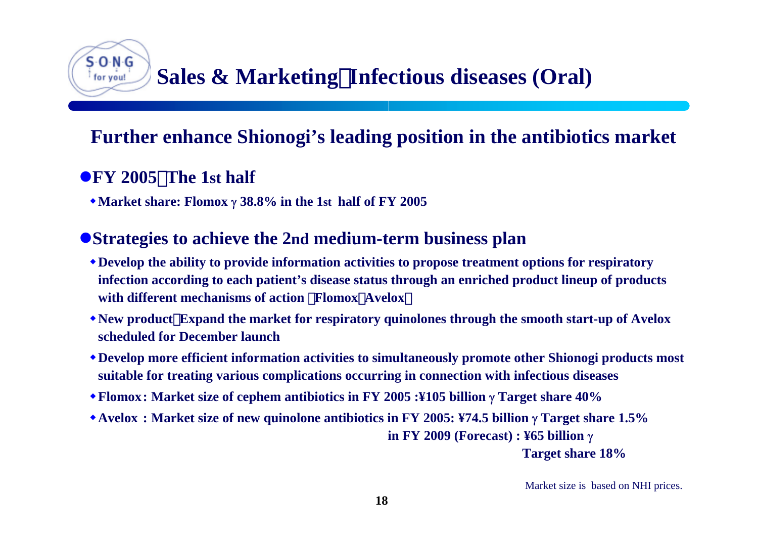# Sales & Marketing：Infectious diseases (Oral)

## Further enhance Shionogi's leading position in the antibiotics market

### ●FY 2005：The 1st half

- **Market share: Flomox γ 38.8% in the 1st half of FY 2005**

### ●Strategies to achieve the 2nd medium-term business plan

- **Develop the ability to provide information activities to propose treatment options for respiratory infection according to each patient's disease status through an enriched product lineup of products with different mechanisms of action （Flomox，Avelox）**
- **New product：Expand the market for respiratory quinolones through the smooth start-up of Avelox scheduled for December launch**
- **Develop more efficient information activities to simultaneously promote other Shionogi products most suitable for treating various complications occurring in connection with infectious diseases**
- **Flomox: Market size of cephem antibiotics in FY 2005 :¥105 billion γ Target share 40%**
- **Avelox : Market size of new quinolone antibiotics in FY 2005: ¥74.5 billion γ Target share 1.5%**
  **in FY 2009 (Forecast) : ¥65 billion γ**
  **Target share 18%**

Market size is based on NHI prices.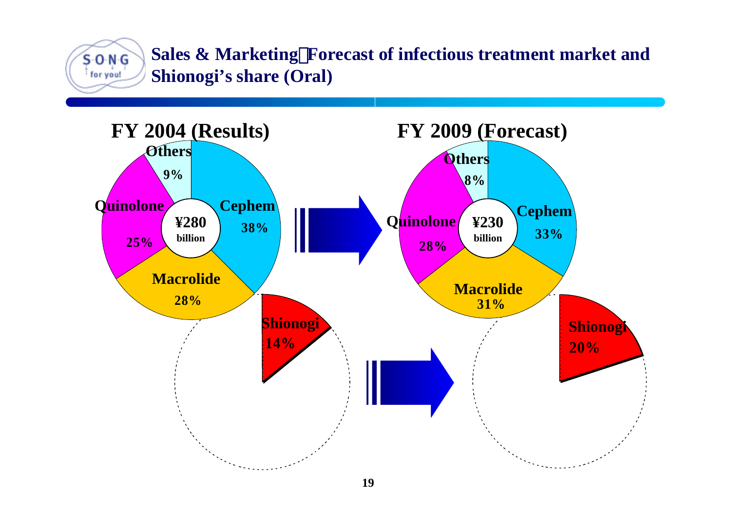# Sales & Marketing：Forecast of infectious treatment market and Shionogi's share (Oral)

## FY 2004 (Results)

¥280 billion

- Cephem 38%
- Macrolide 28%
- Quinolone 25%
- Others 9%

Shionogi 14%

## FY 2009 (Forecast)

¥230 billion

- Cephem 33%
- Macrolide 31%
- Quinolone 28%
- Others 8%

Shionogi 20%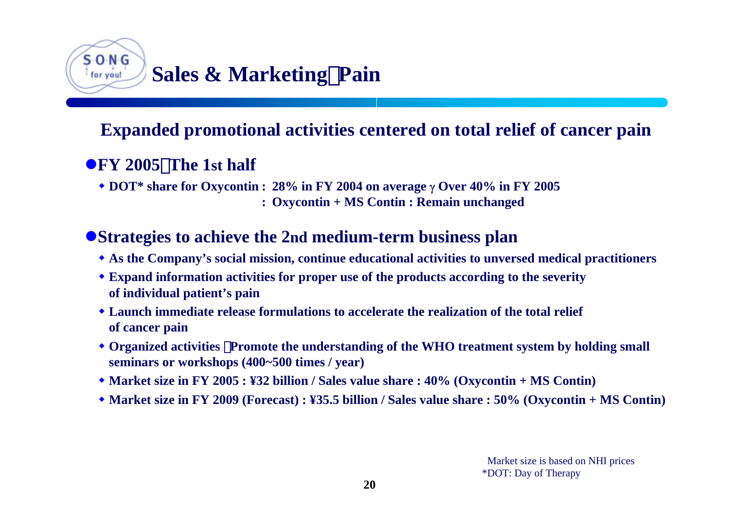# Sales & Marketing：Pain

## Expanded promotional activities centered on total relief of cancer pain

- **FY 2005：The 1st half**
  - **DOT* share for Oxycontin : 28% in FY 2004 on average γ Over 40% in FY 2005**
    **: Oxycontin + MS Contin : Remain unchanged**

- **Strategies to achieve the 2nd medium-term business plan**
  - **As the Company's social mission, continue educational activities to unversed medical practitioners**
  - **Expand information activities for proper use of the products according to the severity of individual patient's pain**
  - **Launch immediate release formulations to accelerate the realization of the total relief of cancer pain**
  - **Organized activities：Promote the understanding of the WHO treatment system by holding small seminars or workshops (400~500 times / year)**
  - **Market size in FY 2005 : ¥32 billion / Sales value share : 40% (Oxycontin + MS Contin)**
  - **Market size in FY 2009 (Forecast) : ¥35.5 billion / Sales value share : 50% (Oxycontin + MS Contin)**

Market size is based on NHI prices
*DOT: Day of Therapy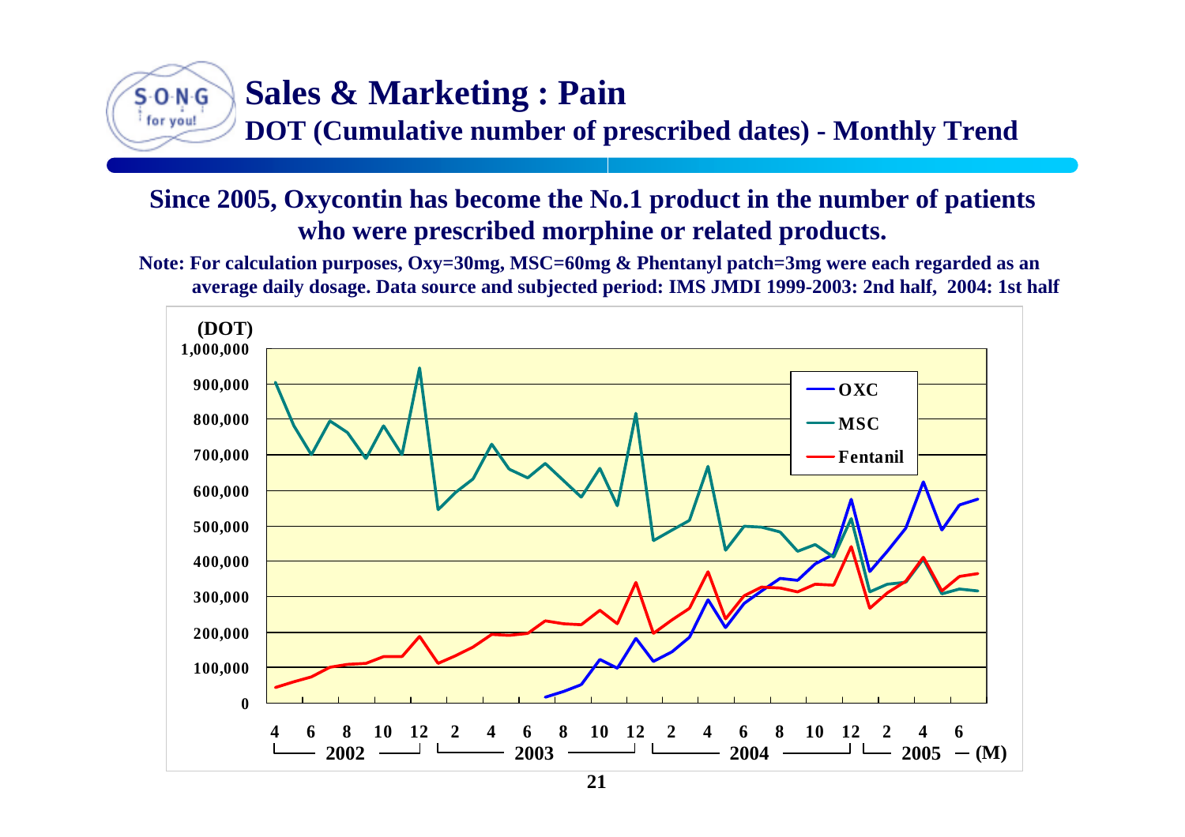# Sales & Marketing : Pain

## DOT (Cumulative number of prescribed dates) - Monthly Trend

**Since 2005, Oxycontin has become the No.1 product in the number of patients who were prescribed morphine or related products.**

**Note: For calculation purposes, Oxy=30mg, MSC=60mg & Phentanyl patch=3mg were each regarded as an average daily dosage. Data source and subjected period: IMS JMDI 1999-2003: 2nd half, 2004: 1st half**

(DOT)

1,000,000
900,000
800,000
700,000
600,000
500,000
400,000
300,000
200,000
100,000
0

OXC
MSC
Fentanil

4 6 8 10 12 2 4 6 8 10 12 2 4 6 8 10 12 2 4 6

2002 2003 2004 2005 (M)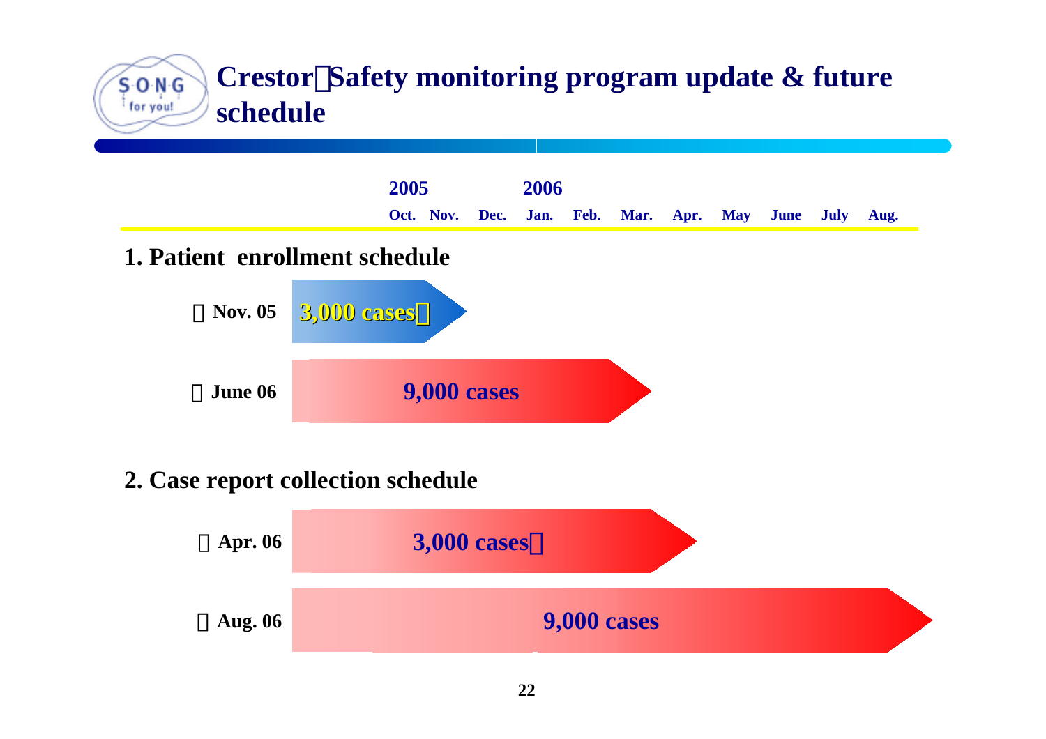# Crestor：Safety monitoring program update & future schedule

| | 2005 | | | 2006 | | | | | | | |
|---|---|---|---|---|---|---|---|---|---|---|---|
| | Oct. | Nov. | Dec. | Jan. | Feb. | Mar. | Apr. | May | June | July | Aug. |

## 1. Patient enrollment schedule

- Nov. 05 — 3,000 cases
- June 06 — 9,000 cases

## 2. Case report collection schedule

- Apr. 06 — 3,000 cases
- Aug. 06 — 9,000 cases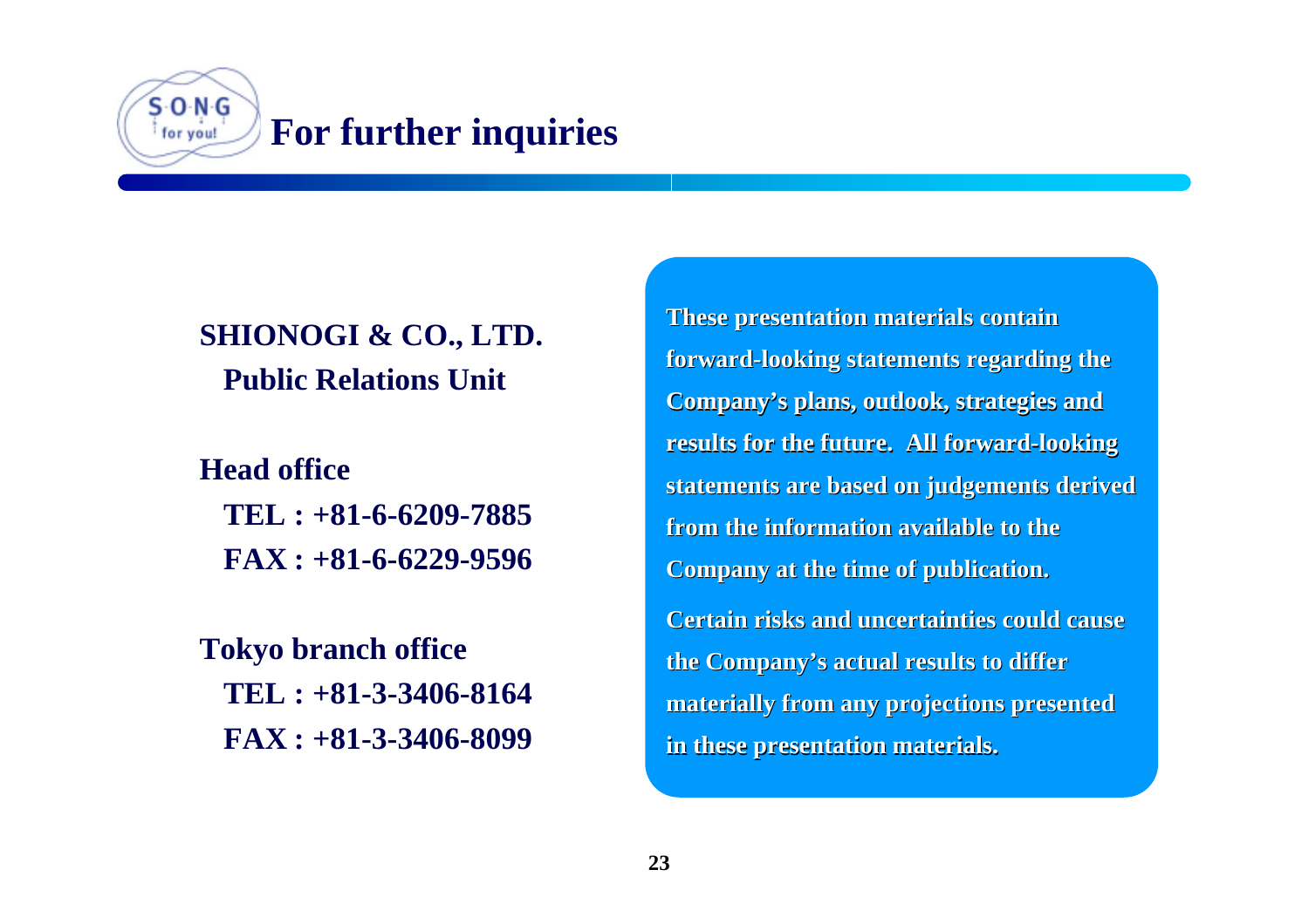# For further inquiries

**SHIONOGI & CO., LTD.**
**Public Relations Unit**

**Head office**
**TEL : +81-6-6209-7885**
**FAX : +81-6-6229-9596**

**Tokyo branch office**
**TEL : +81-3-3406-8164**
**FAX : +81-3-3406-8099**

**These presentation materials contain forward-looking statements regarding the Company's plans, outlook, strategies and results for the future. All forward-looking statements are based on judgements derived from the information available to the Company at the time of publication.**

**Certain risks and uncertainties could cause the Company's actual results to differ materially from any projections presented in these presentation materials.**